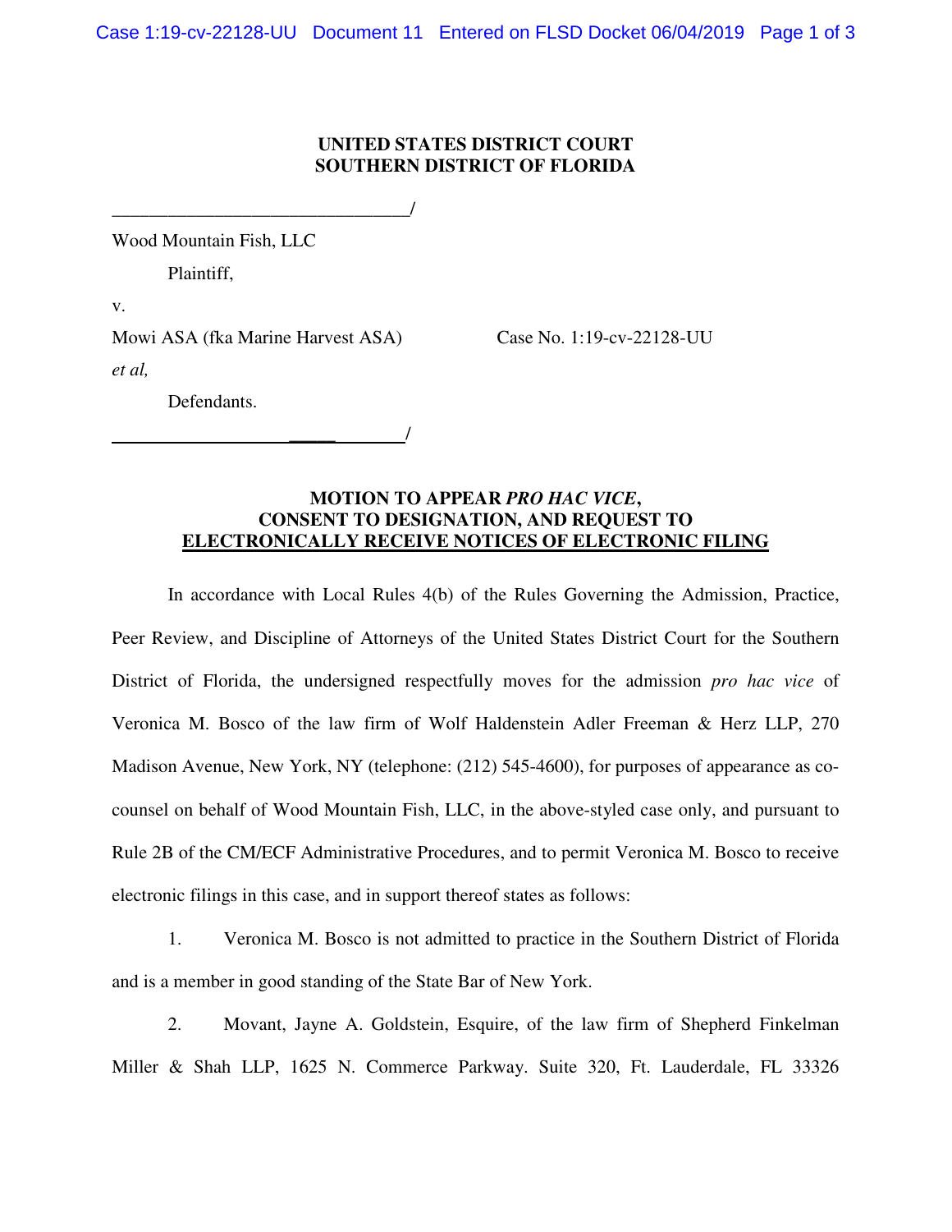**UNITED STATES DISTRICT COURT**
**SOUTHERN DISTRICT OF FLORIDA**

_______________________________/

Wood Mountain Fish, LLC

Plaintiff,

v.

Mowi ASA (fka Marine Harvest ASA) Case No. 1:19-cv-22128-UU

*et al,*

Defendants.

_______________________________/

**MOTION TO APPEAR *PRO HAC VICE*,**
**CONSENT TO DESIGNATION, AND REQUEST TO**
**ELECTRONICALLY RECEIVE NOTICES OF ELECTRONIC FILING**

In accordance with Local Rules 4(b) of the Rules Governing the Admission, Practice, Peer Review, and Discipline of Attorneys of the United States District Court for the Southern District of Florida, the undersigned respectfully moves for the admission *pro hac vice* of Veronica M. Bosco of the law firm of Wolf Haldenstein Adler Freeman & Herz LLP, 270 Madison Avenue, New York, NY (telephone: (212) 545-4600), for purposes of appearance as co-counsel on behalf of Wood Mountain Fish, LLC, in the above-styled case only, and pursuant to Rule 2B of the CM/ECF Administrative Procedures, and to permit Veronica M. Bosco to receive electronic filings in this case, and in support thereof states as follows:

1. Veronica M. Bosco is not admitted to practice in the Southern District of Florida and is a member in good standing of the State Bar of New York.

2. Movant, Jayne A. Goldstein, Esquire, of the law firm of Shepherd Finkelman Miller & Shah LLP, 1625 N. Commerce Parkway. Suite 320, Ft. Lauderdale, FL 33326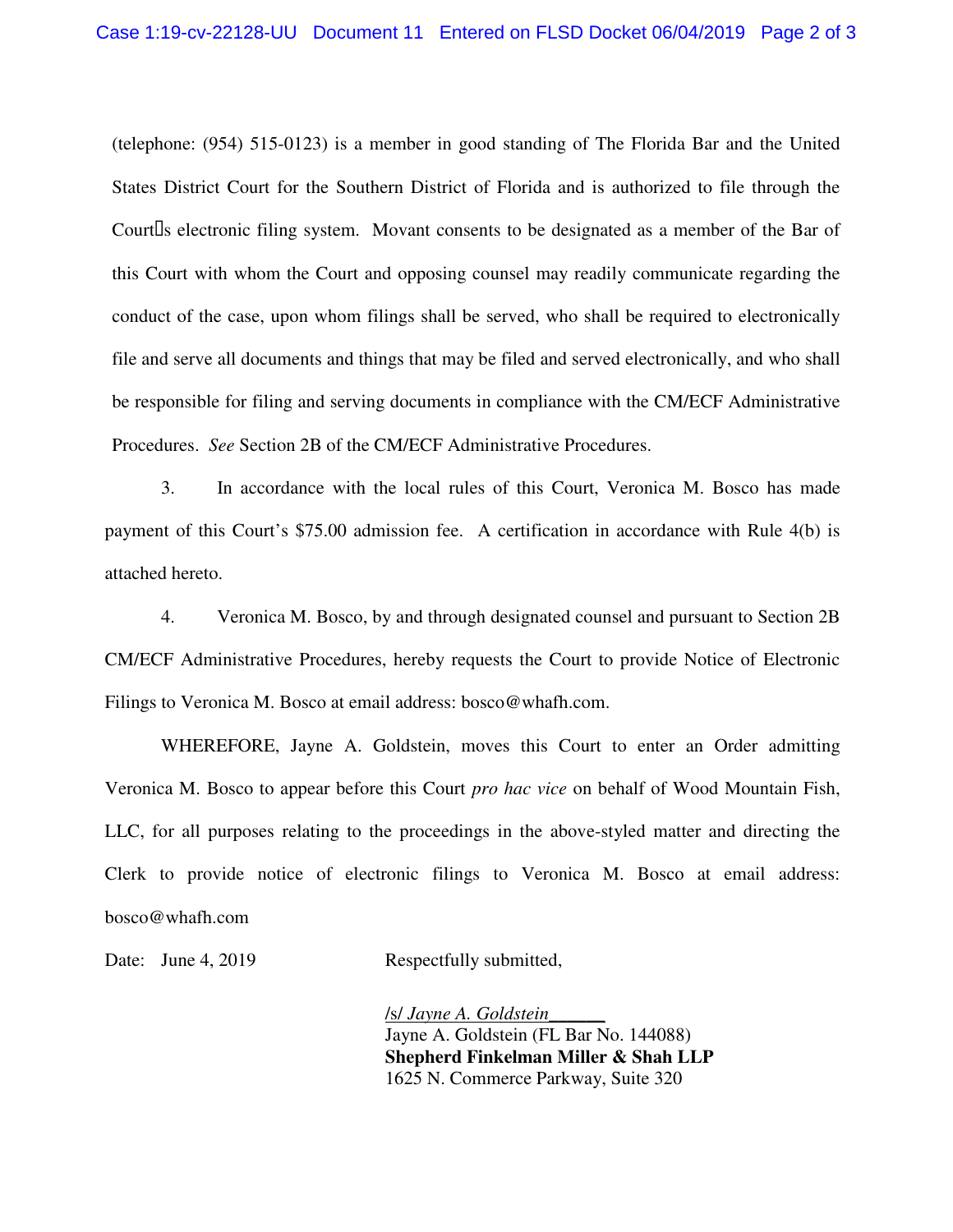(telephone: (954) 515-0123) is a member in good standing of The Florida Bar and the United States District Court for the Southern District of Florida and is authorized to file through the Court's electronic filing system. Movant consents to be designated as a member of the Bar of this Court with whom the Court and opposing counsel may readily communicate regarding the conduct of the case, upon whom filings shall be served, who shall be required to electronically file and serve all documents and things that may be filed and served electronically, and who shall be responsible for filing and serving documents in compliance with the CM/ECF Administrative Procedures. *See* Section 2B of the CM/ECF Administrative Procedures.

3. In accordance with the local rules of this Court, Veronica M. Bosco has made payment of this Court's $75.00 admission fee. A certification in accordance with Rule 4(b) is attached hereto.

4. Veronica M. Bosco, by and through designated counsel and pursuant to Section 2B CM/ECF Administrative Procedures, hereby requests the Court to provide Notice of Electronic Filings to Veronica M. Bosco at email address: bosco@whafh.com.

WHEREFORE, Jayne A. Goldstein, moves this Court to enter an Order admitting Veronica M. Bosco to appear before this Court *pro hac vice* on behalf of Wood Mountain Fish, LLC, for all purposes relating to the proceedings in the above-styled matter and directing the Clerk to provide notice of electronic filings to Veronica M. Bosco at email address: bosco@whafh.com

Date: June 4, 2019

Respectfully submitted,

/s/ *Jayne A. Goldstein*______
Jayne A. Goldstein (FL Bar No. 144088)
**Shepherd Finkelman Miller & Shah LLP**
1625 N. Commerce Parkway, Suite 320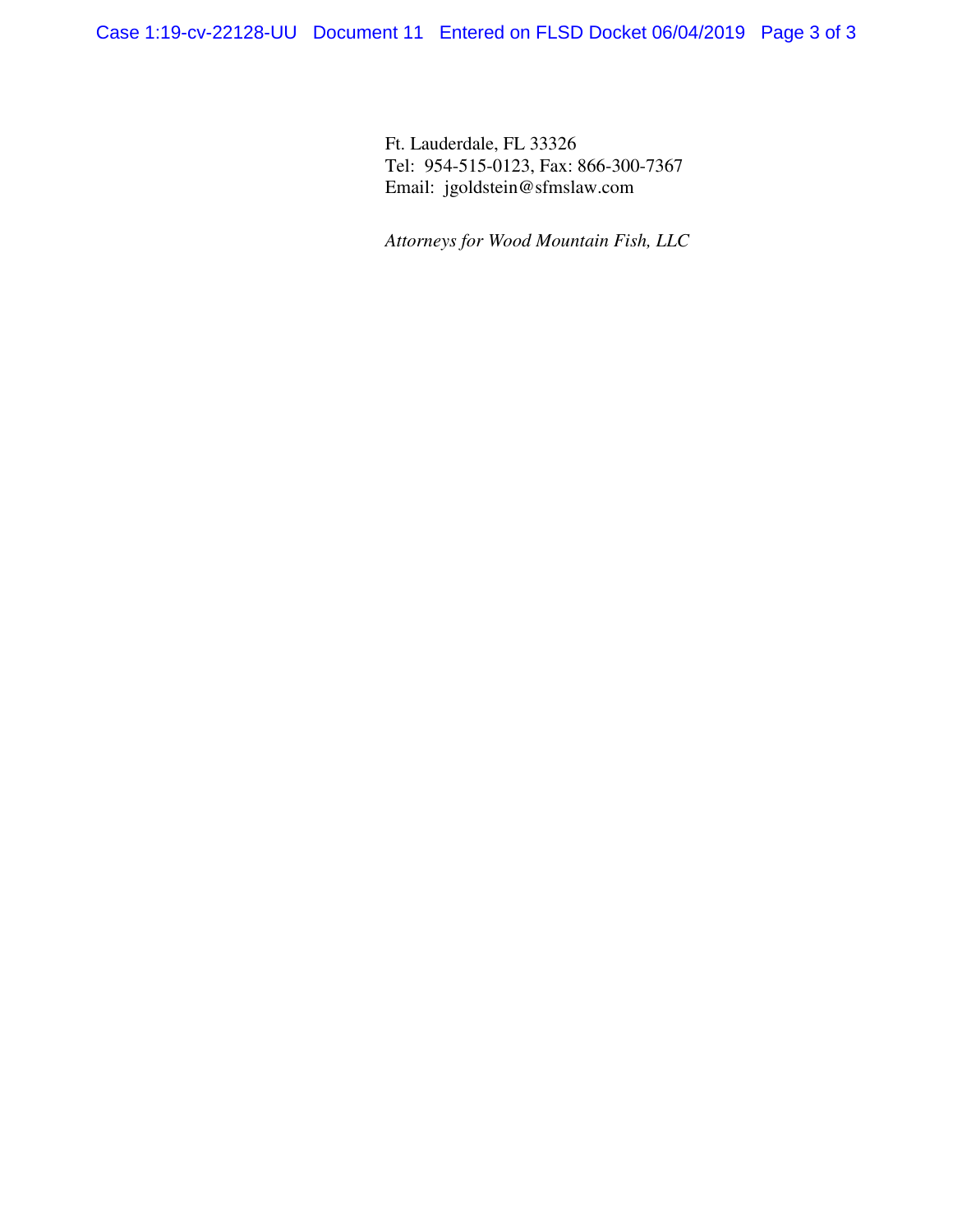Ft. Lauderdale, FL 33326
Tel: 954-515-0123, Fax: 866-300-7367
Email: jgoldstein@sfmslaw.com

*Attorneys for Wood Mountain Fish, LLC*